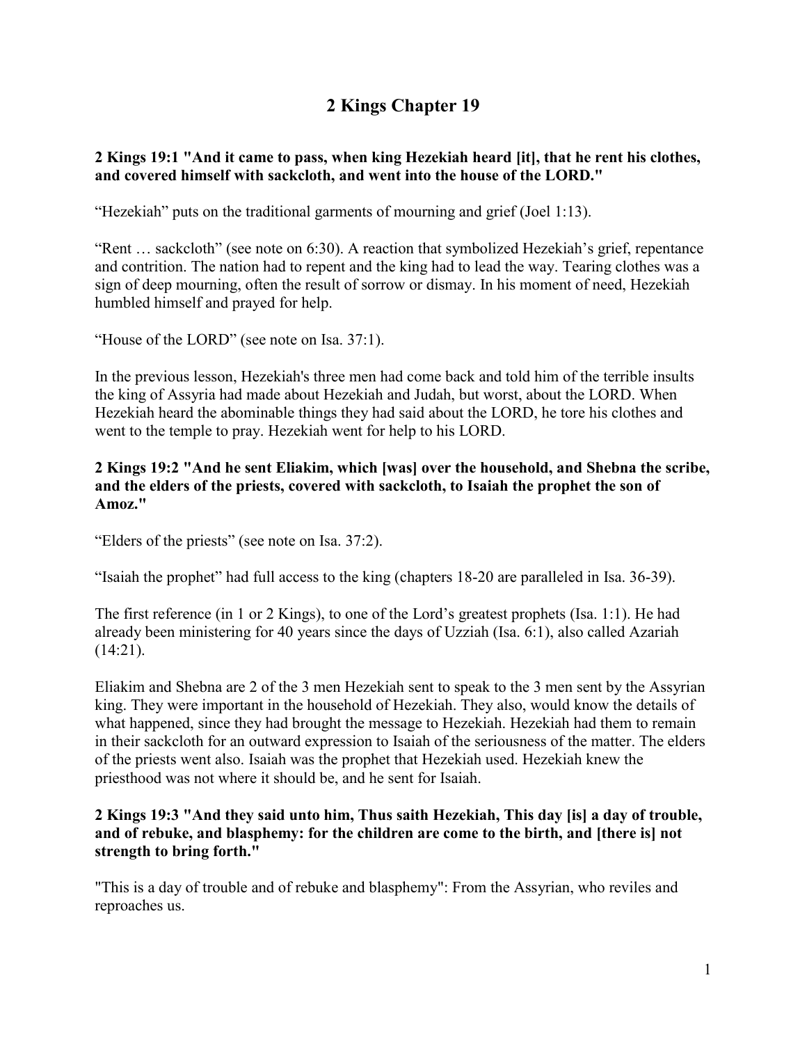# 2 Kings Chapter 19

**2 Kings 19:1 "And it came to pass, when king Hezekiah heard [it], that he rent his clothes, and covered himself with sackcloth, and went into the house of the LORD."**

"Hezekiah" puts on the traditional garments of mourning and grief (Joel 1:13).

"Rent … sackcloth" (see note on 6:30). A reaction that symbolized Hezekiah's grief, repentance and contrition. The nation had to repent and the king had to lead the way. Tearing clothes was a sign of deep mourning, often the result of sorrow or dismay. In his moment of need, Hezekiah humbled himself and prayed for help.

"House of the LORD" (see note on Isa. 37:1).

In the previous lesson, Hezekiah's three men had come back and told him of the terrible insults the king of Assyria had made about Hezekiah and Judah, but worst, about the LORD. When Hezekiah heard the abominable things they had said about the LORD, he tore his clothes and went to the temple to pray. Hezekiah went for help to his LORD.

**2 Kings 19:2 "And he sent Eliakim, which [was] over the household, and Shebna the scribe, and the elders of the priests, covered with sackcloth, to Isaiah the prophet the son of Amoz."**

"Elders of the priests" (see note on Isa. 37:2).

"Isaiah the prophet" had full access to the king (chapters 18-20 are paralleled in Isa. 36-39).

The first reference (in 1 or 2 Kings), to one of the Lord's greatest prophets (Isa. 1:1). He had already been ministering for 40 years since the days of Uzziah (Isa. 6:1), also called Azariah (14:21).

Eliakim and Shebna are 2 of the 3 men Hezekiah sent to speak to the 3 men sent by the Assyrian king. They were important in the household of Hezekiah. They also, would know the details of what happened, since they had brought the message to Hezekiah. Hezekiah had them to remain in their sackcloth for an outward expression to Isaiah of the seriousness of the matter. The elders of the priests went also. Isaiah was the prophet that Hezekiah used. Hezekiah knew the priesthood was not where it should be, and he sent for Isaiah.

**2 Kings 19:3 "And they said unto him, Thus saith Hezekiah, This day [is] a day of trouble, and of rebuke, and blasphemy: for the children are come to the birth, and [there is] not strength to bring forth."**

"This is a day of trouble and of rebuke and blasphemy": From the Assyrian, who reviles and reproaches us.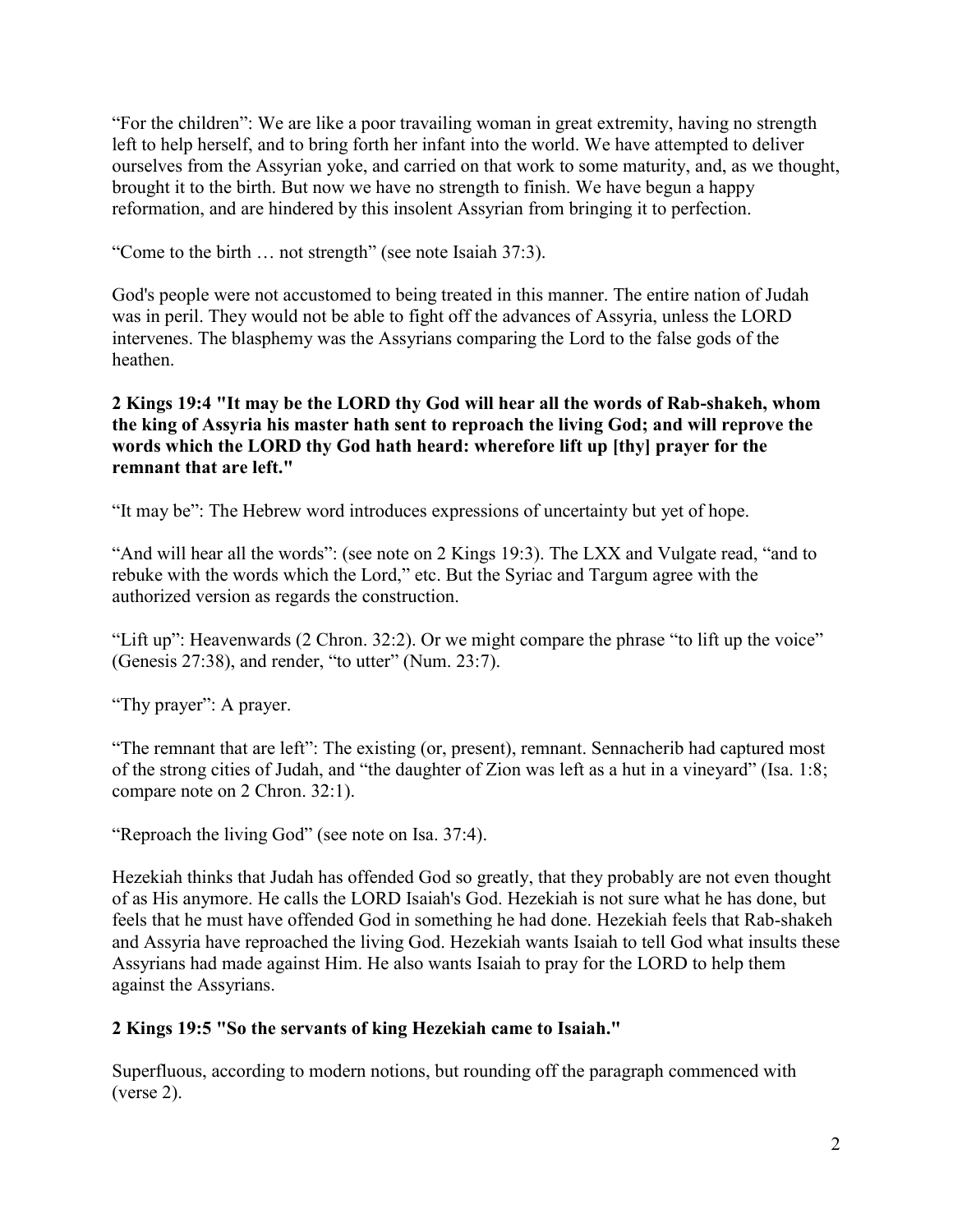"For the children": We are like a poor travailing woman in great extremity, having no strength left to help herself, and to bring forth her infant into the world. We have attempted to deliver ourselves from the Assyrian yoke, and carried on that work to some maturity, and, as we thought, brought it to the birth. But now we have no strength to finish. We have begun a happy reformation, and are hindered by this insolent Assyrian from bringing it to perfection.

"Come to the birth … not strength" (see note Isaiah 37:3).

God's people were not accustomed to being treated in this manner. The entire nation of Judah was in peril. They would not be able to fight off the advances of Assyria, unless the LORD intervenes. The blasphemy was the Assyrians comparing the Lord to the false gods of the heathen.

**2 Kings 19:4 "It may be the LORD thy God will hear all the words of Rab-shakeh, whom the king of Assyria his master hath sent to reproach the living God; and will reprove the words which the LORD thy God hath heard: wherefore lift up [thy] prayer for the remnant that are left."**

"It may be": The Hebrew word introduces expressions of uncertainty but yet of hope.

"And will hear all the words": (see note on 2 Kings 19:3). The LXX and Vulgate read, "and to rebuke with the words which the Lord," etc. But the Syriac and Targum agree with the authorized version as regards the construction.

"Lift up": Heavenwards (2 Chron. 32:2). Or we might compare the phrase "to lift up the voice" (Genesis 27:38), and render, "to utter" (Num. 23:7).

"Thy prayer": A prayer.

"The remnant that are left": The existing (or, present), remnant. Sennacherib had captured most of the strong cities of Judah, and "the daughter of Zion was left as a hut in a vineyard" (Isa. 1:8; compare note on 2 Chron. 32:1).

"Reproach the living God" (see note on Isa. 37:4).

Hezekiah thinks that Judah has offended God so greatly, that they probably are not even thought of as His anymore. He calls the LORD Isaiah's God. Hezekiah is not sure what he has done, but feels that he must have offended God in something he had done. Hezekiah feels that Rab-shakeh and Assyria have reproached the living God. Hezekiah wants Isaiah to tell God what insults these Assyrians had made against Him. He also wants Isaiah to pray for the LORD to help them against the Assyrians.

**2 Kings 19:5 "So the servants of king Hezekiah came to Isaiah."**

Superfluous, according to modern notions, but rounding off the paragraph commenced with (verse 2).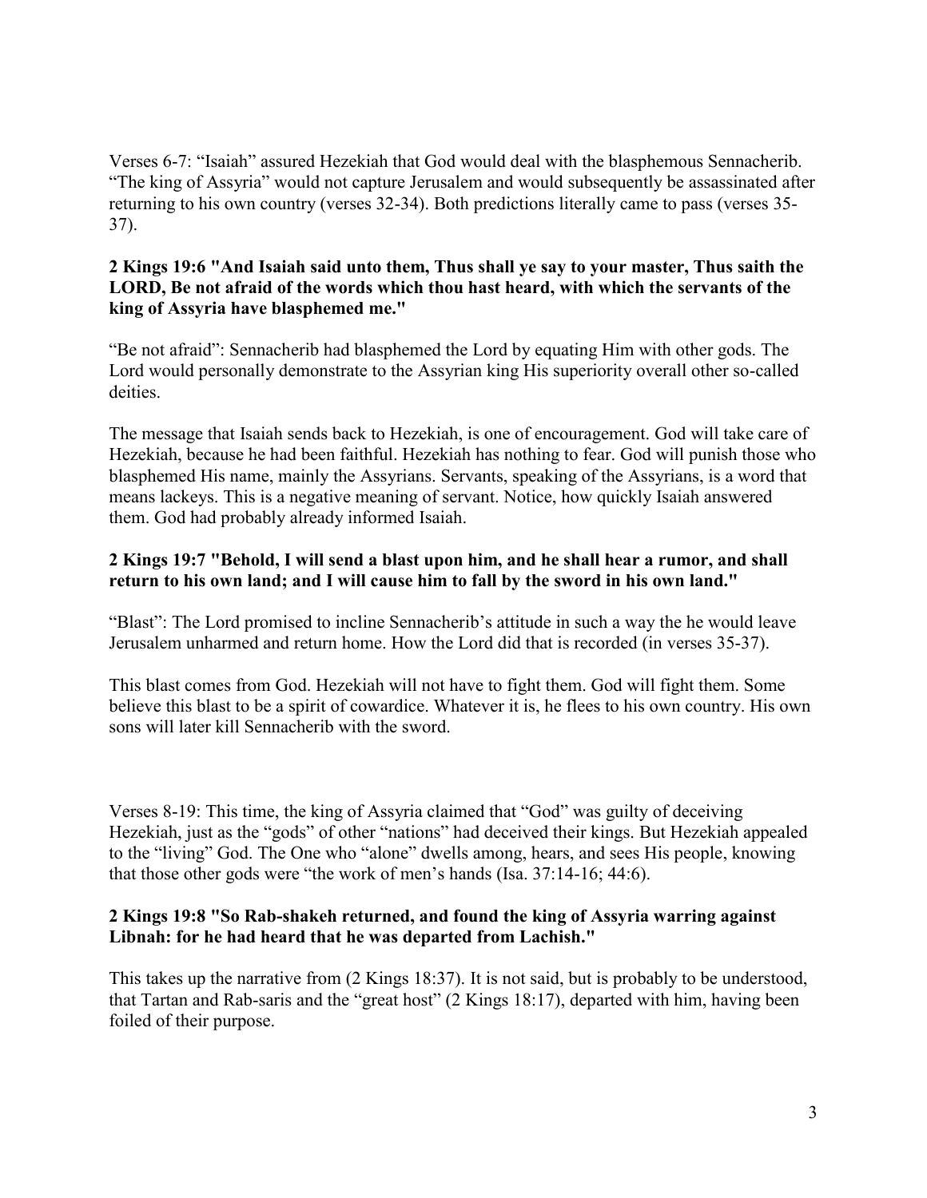Verses 6-7: “Isaiah” assured Hezekiah that God would deal with the blasphemous Sennacherib. “The king of Assyria” would not capture Jerusalem and would subsequently be assassinated after returning to his own country (verses 32-34). Both predictions literally came to pass (verses 35-37).

**2 Kings 19:6 "And Isaiah said unto them, Thus shall ye say to your master, Thus saith the LORD, Be not afraid of the words which thou hast heard, with which the servants of the king of Assyria have blasphemed me."**

“Be not afraid”: Sennacherib had blasphemed the Lord by equating Him with other gods. The Lord would personally demonstrate to the Assyrian king His superiority overall other so-called deities.

The message that Isaiah sends back to Hezekiah, is one of encouragement. God will take care of Hezekiah, because he had been faithful. Hezekiah has nothing to fear. God will punish those who blasphemed His name, mainly the Assyrians. Servants, speaking of the Assyrians, is a word that means lackeys. This is a negative meaning of servant. Notice, how quickly Isaiah answered them. God had probably already informed Isaiah.

**2 Kings 19:7 "Behold, I will send a blast upon him, and he shall hear a rumor, and shall return to his own land; and I will cause him to fall by the sword in his own land."**

“Blast”: The Lord promised to incline Sennacherib’s attitude in such a way the he would leave Jerusalem unharmed and return home. How the Lord did that is recorded (in verses 35-37).

This blast comes from God. Hezekiah will not have to fight them. God will fight them. Some believe this blast to be a spirit of cowardice. Whatever it is, he flees to his own country. His own sons will later kill Sennacherib with the sword.

Verses 8-19: This time, the king of Assyria claimed that “God” was guilty of deceiving Hezekiah, just as the “gods” of other “nations” had deceived their kings. But Hezekiah appealed to the “living” God. The One who “alone” dwells among, hears, and sees His people, knowing that those other gods were “the work of men’s hands (Isa. 37:14-16; 44:6).

**2 Kings 19:8 "So Rab-shakeh returned, and found the king of Assyria warring against Libnah: for he had heard that he was departed from Lachish."**

This takes up the narrative from (2 Kings 18:37). It is not said, but is probably to be understood, that Tartan and Rab-saris and the “great host” (2 Kings 18:17), departed with him, having been foiled of their purpose.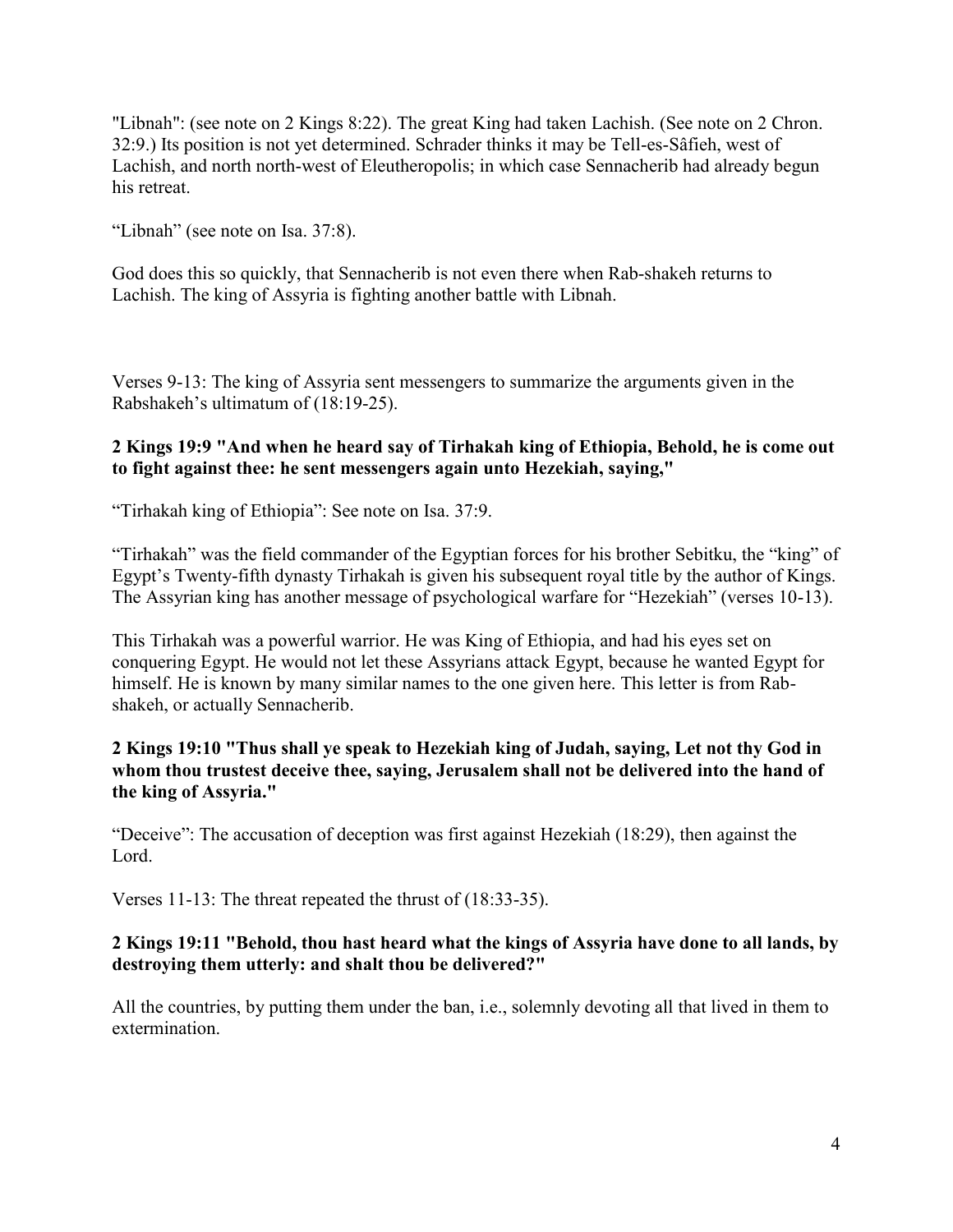"Libnah": (see note on 2 Kings 8:22). The great King had taken Lachish. (See note on 2 Chron. 32:9.) Its position is not yet determined. Schrader thinks it may be Tell-es-Sâfieh, west of Lachish, and north north-west of Eleutheropolis; in which case Sennacherib had already begun his retreat.

"Libnah" (see note on Isa. 37:8).

God does this so quickly, that Sennacherib is not even there when Rab-shakeh returns to Lachish. The king of Assyria is fighting another battle with Libnah.

Verses 9-13: The king of Assyria sent messengers to summarize the arguments given in the Rabshakeh's ultimatum of (18:19-25).

**2 Kings 19:9 "And when he heard say of Tirhakah king of Ethiopia, Behold, he is come out to fight against thee: he sent messengers again unto Hezekiah, saying,"**

"Tirhakah king of Ethiopia": See note on Isa. 37:9.

"Tirhakah" was the field commander of the Egyptian forces for his brother Sebitku, the "king" of Egypt's Twenty-fifth dynasty Tirhakah is given his subsequent royal title by the author of Kings. The Assyrian king has another message of psychological warfare for "Hezekiah" (verses 10-13).

This Tirhakah was a powerful warrior. He was King of Ethiopia, and had his eyes set on conquering Egypt. He would not let these Assyrians attack Egypt, because he wanted Egypt for himself. He is known by many similar names to the one given here. This letter is from Rab-shakeh, or actually Sennacherib.

**2 Kings 19:10 "Thus shall ye speak to Hezekiah king of Judah, saying, Let not thy God in whom thou trustest deceive thee, saying, Jerusalem shall not be delivered into the hand of the king of Assyria."**

"Deceive": The accusation of deception was first against Hezekiah (18:29), then against the Lord.

Verses 11-13: The threat repeated the thrust of (18:33-35).

**2 Kings 19:11 "Behold, thou hast heard what the kings of Assyria have done to all lands, by destroying them utterly: and shalt thou be delivered?"**

All the countries, by putting them under the ban, i.e., solemnly devoting all that lived in them to extermination.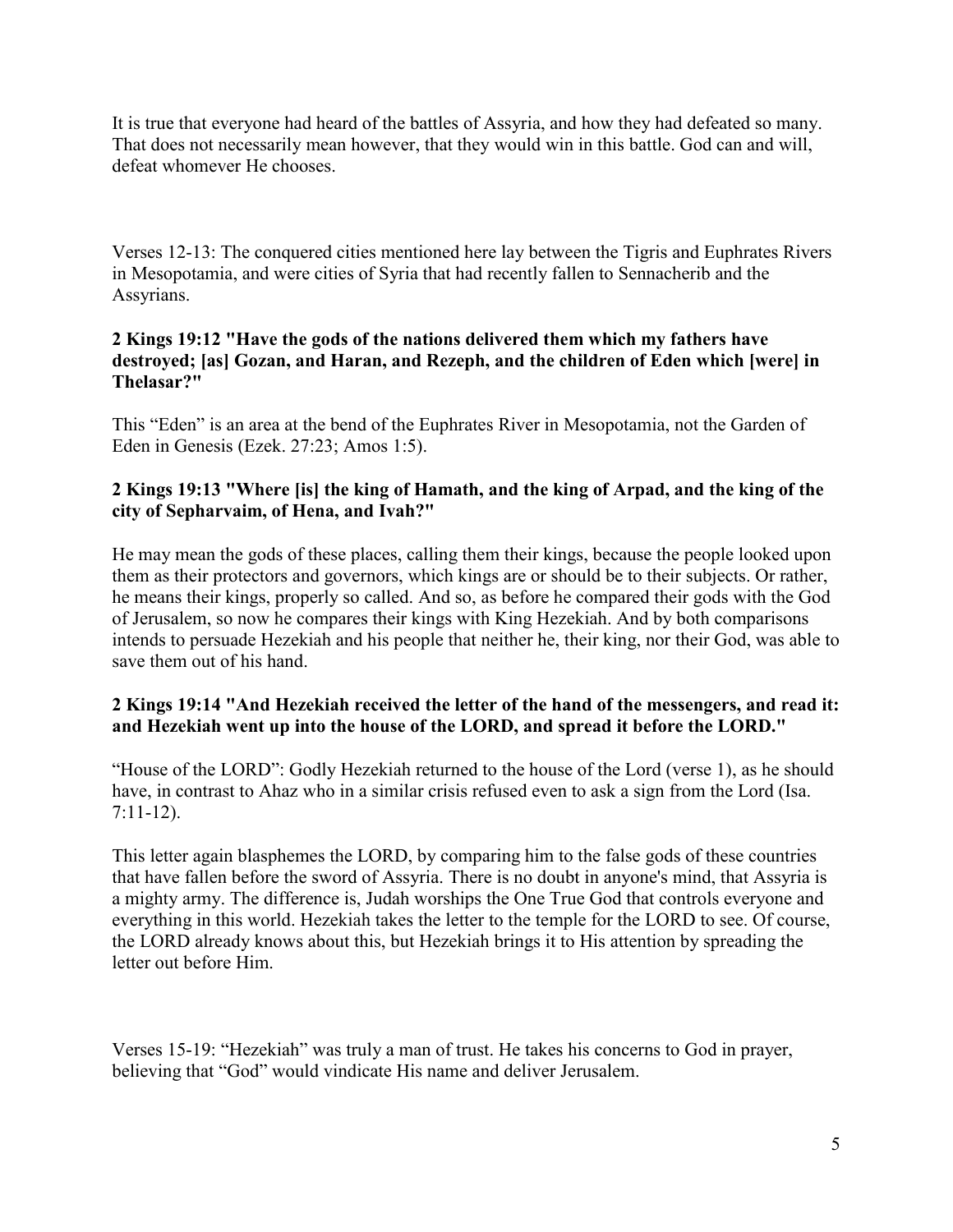It is true that everyone had heard of the battles of Assyria, and how they had defeated so many. That does not necessarily mean however, that they would win in this battle. God can and will, defeat whomever He chooses.

Verses 12-13: The conquered cities mentioned here lay between the Tigris and Euphrates Rivers in Mesopotamia, and were cities of Syria that had recently fallen to Sennacherib and the Assyrians.

**2 Kings 19:12 "Have the gods of the nations delivered them which my fathers have destroyed; [as] Gozan, and Haran, and Rezeph, and the children of Eden which [were] in Thelasar?"**

This "Eden" is an area at the bend of the Euphrates River in Mesopotamia, not the Garden of Eden in Genesis (Ezek. 27:23; Amos 1:5).

**2 Kings 19:13 "Where [is] the king of Hamath, and the king of Arpad, and the king of the city of Sepharvaim, of Hena, and Ivah?"**

He may mean the gods of these places, calling them their kings, because the people looked upon them as their protectors and governors, which kings are or should be to their subjects. Or rather, he means their kings, properly so called. And so, as before he compared their gods with the God of Jerusalem, so now he compares their kings with King Hezekiah. And by both comparisons intends to persuade Hezekiah and his people that neither he, their king, nor their God, was able to save them out of his hand.

**2 Kings 19:14 "And Hezekiah received the letter of the hand of the messengers, and read it: and Hezekiah went up into the house of the LORD, and spread it before the LORD."**

"House of the LORD": Godly Hezekiah returned to the house of the Lord (verse 1), as he should have, in contrast to Ahaz who in a similar crisis refused even to ask a sign from the Lord (Isa. 7:11-12).

This letter again blasphemes the LORD, by comparing him to the false gods of these countries that have fallen before the sword of Assyria. There is no doubt in anyone's mind, that Assyria is a mighty army. The difference is, Judah worships the One True God that controls everyone and everything in this world. Hezekiah takes the letter to the temple for the LORD to see. Of course, the LORD already knows about this, but Hezekiah brings it to His attention by spreading the letter out before Him.

Verses 15-19: "Hezekiah" was truly a man of trust. He takes his concerns to God in prayer, believing that "God" would vindicate His name and deliver Jerusalem.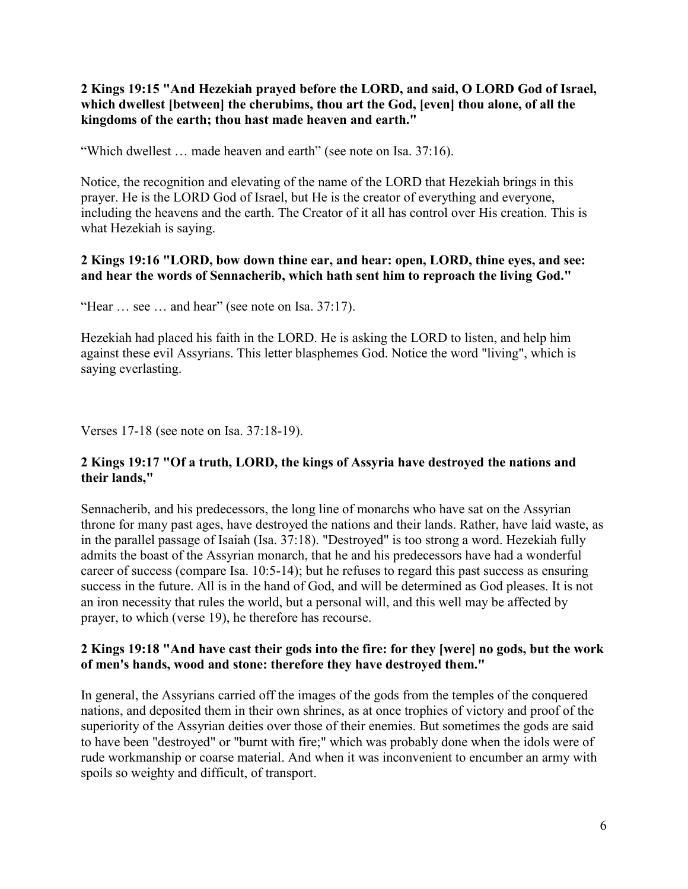**2 Kings 19:15 "And Hezekiah prayed before the LORD, and said, O LORD God of Israel, which dwellest [between] the cherubims, thou art the God, [even] thou alone, of all the kingdoms of the earth; thou hast made heaven and earth."**

"Which dwellest … made heaven and earth" (see note on Isa. 37:16).

Notice, the recognition and elevating of the name of the LORD that Hezekiah brings in this prayer. He is the LORD God of Israel, but He is the creator of everything and everyone, including the heavens and the earth. The Creator of it all has control over His creation. This is what Hezekiah is saying.

**2 Kings 19:16 "LORD, bow down thine ear, and hear: open, LORD, thine eyes, and see: and hear the words of Sennacherib, which hath sent him to reproach the living God."**

"Hear … see … and hear" (see note on Isa. 37:17).

Hezekiah had placed his faith in the LORD. He is asking the LORD to listen, and help him against these evil Assyrians. This letter blasphemes God. Notice the word "living", which is saying everlasting.

Verses 17-18 (see note on Isa. 37:18-19).

**2 Kings 19:17 "Of a truth, LORD, the kings of Assyria have destroyed the nations and their lands,"**

Sennacherib, and his predecessors, the long line of monarchs who have sat on the Assyrian throne for many past ages, have destroyed the nations and their lands. Rather, have laid waste, as in the parallel passage of Isaiah (Isa. 37:18). "Destroyed" is too strong a word. Hezekiah fully admits the boast of the Assyrian monarch, that he and his predecessors have had a wonderful career of success (compare Isa. 10:5-14); but he refuses to regard this past success as ensuring success in the future. All is in the hand of God, and will be determined as God pleases. It is not an iron necessity that rules the world, but a personal will, and this well may be affected by prayer, to which (verse 19), he therefore has recourse.

**2 Kings 19:18 "And have cast their gods into the fire: for they [were] no gods, but the work of men's hands, wood and stone: therefore they have destroyed them."**

In general, the Assyrians carried off the images of the gods from the temples of the conquered nations, and deposited them in their own shrines, as at once trophies of victory and proof of the superiority of the Assyrian deities over those of their enemies. But sometimes the gods are said to have been "destroyed" or "burnt with fire;" which was probably done when the idols were of rude workmanship or coarse material. And when it was inconvenient to encumber an army with spoils so weighty and difficult, of transport.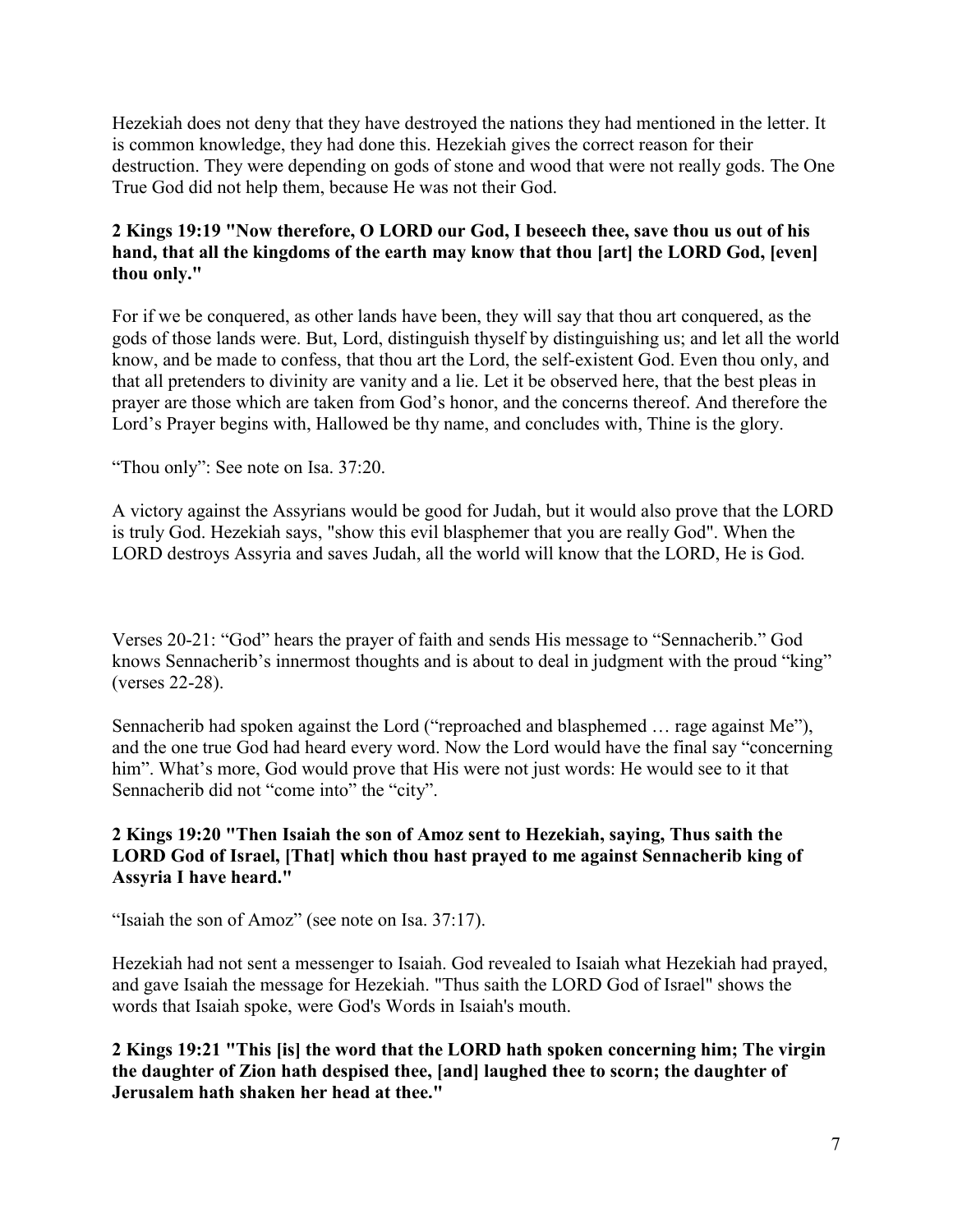Hezekiah does not deny that they have destroyed the nations they had mentioned in the letter. It is common knowledge, they had done this. Hezekiah gives the correct reason for their destruction. They were depending on gods of stone and wood that were not really gods. The One True God did not help them, because He was not their God.

**2 Kings 19:19 "Now therefore, O LORD our God, I beseech thee, save thou us out of his hand, that all the kingdoms of the earth may know that thou [art] the LORD God, [even] thou only."**

For if we be conquered, as other lands have been, they will say that thou art conquered, as the gods of those lands were. But, Lord, distinguish thyself by distinguishing us; and let all the world know, and be made to confess, that thou art the Lord, the self-existent God. Even thou only, and that all pretenders to divinity are vanity and a lie. Let it be observed here, that the best pleas in prayer are those which are taken from God's honor, and the concerns thereof. And therefore the Lord's Prayer begins with, Hallowed be thy name, and concludes with, Thine is the glory.

"Thou only": See note on Isa. 37:20.

A victory against the Assyrians would be good for Judah, but it would also prove that the LORD is truly God. Hezekiah says, "show this evil blasphemer that you are really God". When the LORD destroys Assyria and saves Judah, all the world will know that the LORD, He is God.

Verses 20-21: "God" hears the prayer of faith and sends His message to "Sennacherib." God knows Sennacherib's innermost thoughts and is about to deal in judgment with the proud "king" (verses 22-28).

Sennacherib had spoken against the Lord ("reproached and blasphemed … rage against Me"), and the one true God had heard every word. Now the Lord would have the final say "concerning him". What's more, God would prove that His were not just words: He would see to it that Sennacherib did not "come into" the "city".

**2 Kings 19:20 "Then Isaiah the son of Amoz sent to Hezekiah, saying, Thus saith the LORD God of Israel, [That] which thou hast prayed to me against Sennacherib king of Assyria I have heard."**

"Isaiah the son of Amoz" (see note on Isa. 37:17).

Hezekiah had not sent a messenger to Isaiah. God revealed to Isaiah what Hezekiah had prayed, and gave Isaiah the message for Hezekiah. "Thus saith the LORD God of Israel" shows the words that Isaiah spoke, were God's Words in Isaiah's mouth.

**2 Kings 19:21 "This [is] the word that the LORD hath spoken concerning him; The virgin the daughter of Zion hath despised thee, [and] laughed thee to scorn; the daughter of Jerusalem hath shaken her head at thee."**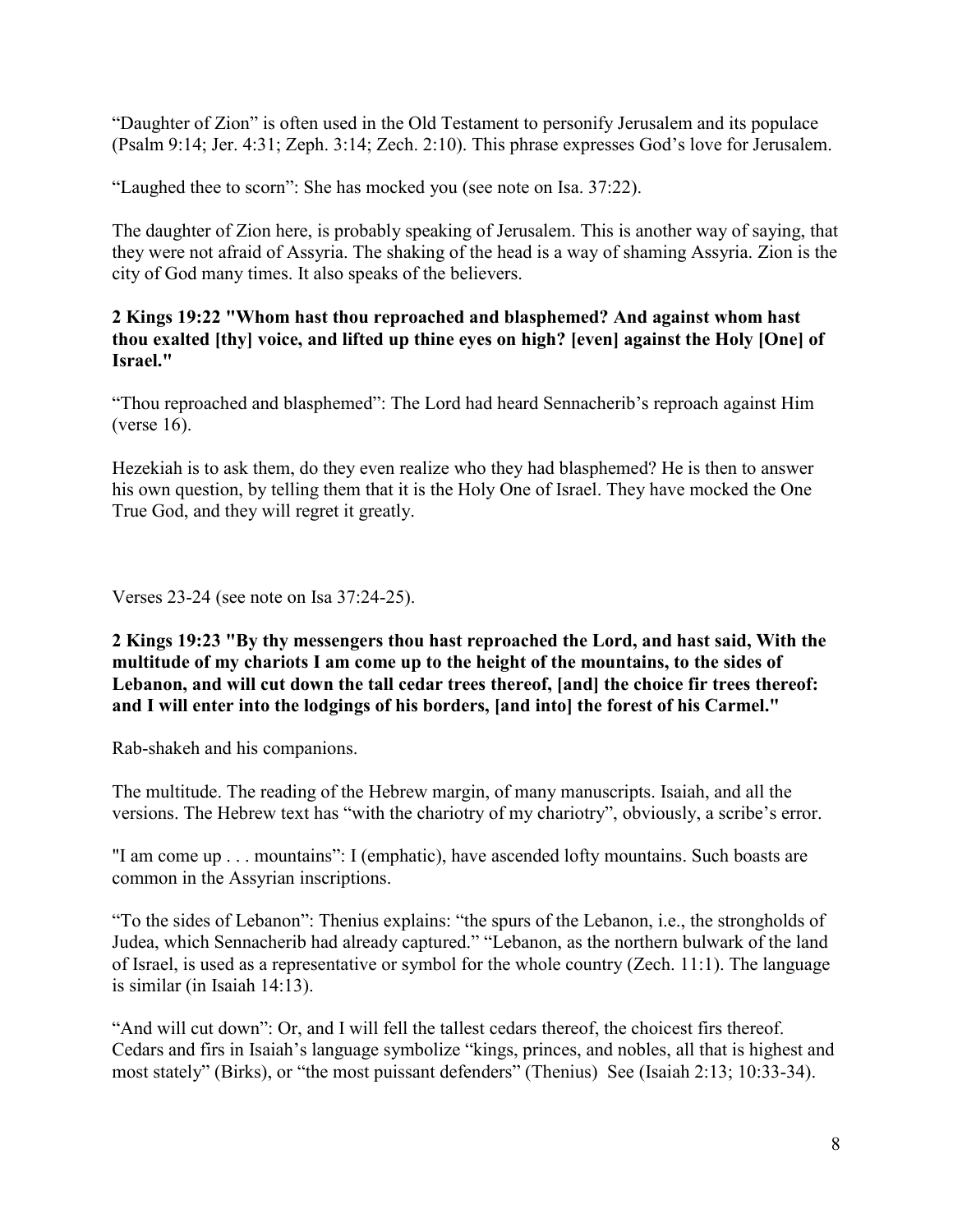"Daughter of Zion" is often used in the Old Testament to personify Jerusalem and its populace (Psalm 9:14; Jer. 4:31; Zeph. 3:14; Zech. 2:10). This phrase expresses God's love for Jerusalem.

"Laughed thee to scorn": She has mocked you (see note on Isa. 37:22).

The daughter of Zion here, is probably speaking of Jerusalem. This is another way of saying, that they were not afraid of Assyria. The shaking of the head is a way of shaming Assyria. Zion is the city of God many times. It also speaks of the believers.

**2 Kings 19:22 "Whom hast thou reproached and blasphemed? And against whom hast thou exalted [thy] voice, and lifted up thine eyes on high? [even] against the Holy [One] of Israel."**

"Thou reproached and blasphemed": The Lord had heard Sennacherib's reproach against Him (verse 16).

Hezekiah is to ask them, do they even realize who they had blasphemed? He is then to answer his own question, by telling them that it is the Holy One of Israel. They have mocked the One True God, and they will regret it greatly.

Verses 23-24 (see note on Isa 37:24-25).

**2 Kings 19:23 "By thy messengers thou hast reproached the Lord, and hast said, With the multitude of my chariots I am come up to the height of the mountains, to the sides of Lebanon, and will cut down the tall cedar trees thereof, [and] the choice fir trees thereof: and I will enter into the lodgings of his borders, [and into] the forest of his Carmel."**

Rab-shakeh and his companions.

The multitude. The reading of the Hebrew margin, of many manuscripts. Isaiah, and all the versions. The Hebrew text has "with the chariotry of my chariotry", obviously, a scribe's error.

"I am come up . . . mountains": I (emphatic), have ascended lofty mountains. Such boasts are common in the Assyrian inscriptions.

"To the sides of Lebanon": Thenius explains: "the spurs of the Lebanon, i.e., the strongholds of Judea, which Sennacherib had already captured." "Lebanon, as the northern bulwark of the land of Israel, is used as a representative or symbol for the whole country (Zech. 11:1). The language is similar (in Isaiah 14:13).

"And will cut down": Or, and I will fell the tallest cedars thereof, the choicest firs thereof. Cedars and firs in Isaiah's language symbolize "kings, princes, and nobles, all that is highest and most stately" (Birks), or "the most puissant defenders" (Thenius) See (Isaiah 2:13; 10:33-34).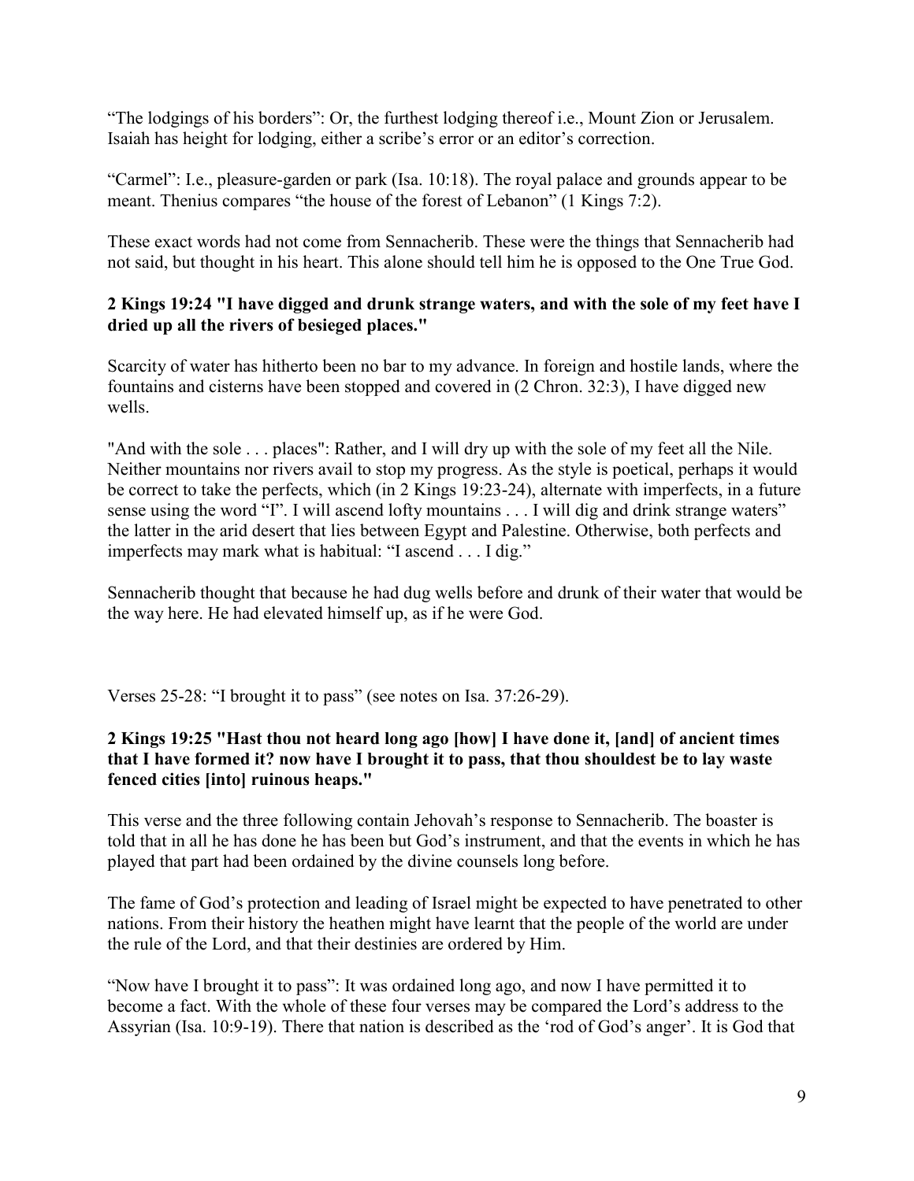"The lodgings of his borders": Or, the furthest lodging thereof i.e., Mount Zion or Jerusalem. Isaiah has height for lodging, either a scribe's error or an editor's correction.

"Carmel": I.e., pleasure-garden or park (Isa. 10:18). The royal palace and grounds appear to be meant. Thenius compares "the house of the forest of Lebanon" (1 Kings 7:2).

These exact words had not come from Sennacherib. These were the things that Sennacherib had not said, but thought in his heart. This alone should tell him he is opposed to the One True God.

**2 Kings 19:24 "I have digged and drunk strange waters, and with the sole of my feet have I dried up all the rivers of besieged places."**

Scarcity of water has hitherto been no bar to my advance. In foreign and hostile lands, where the fountains and cisterns have been stopped and covered in (2 Chron. 32:3), I have digged new wells.

"And with the sole . . . places": Rather, and I will dry up with the sole of my feet all the Nile. Neither mountains nor rivers avail to stop my progress. As the style is poetical, perhaps it would be correct to take the perfects, which (in 2 Kings 19:23-24), alternate with imperfects, in a future sense using the word "I". I will ascend lofty mountains . . . I will dig and drink strange waters" the latter in the arid desert that lies between Egypt and Palestine. Otherwise, both perfects and imperfects may mark what is habitual: "I ascend . . . I dig."

Sennacherib thought that because he had dug wells before and drunk of their water that would be the way here. He had elevated himself up, as if he were God.

Verses 25-28: "I brought it to pass" (see notes on Isa. 37:26-29).

**2 Kings 19:25 "Hast thou not heard long ago [how] I have done it, [and] of ancient times that I have formed it? now have I brought it to pass, that thou shouldest be to lay waste fenced cities [into] ruinous heaps."**

This verse and the three following contain Jehovah's response to Sennacherib. The boaster is told that in all he has done he has been but God's instrument, and that the events in which he has played that part had been ordained by the divine counsels long before.

The fame of God's protection and leading of Israel might be expected to have penetrated to other nations. From their history the heathen might have learnt that the people of the world are under the rule of the Lord, and that their destinies are ordered by Him.

"Now have I brought it to pass": It was ordained long ago, and now I have permitted it to become a fact. With the whole of these four verses may be compared the Lord's address to the Assyrian (Isa. 10:9-19). There that nation is described as the 'rod of God's anger'. It is God that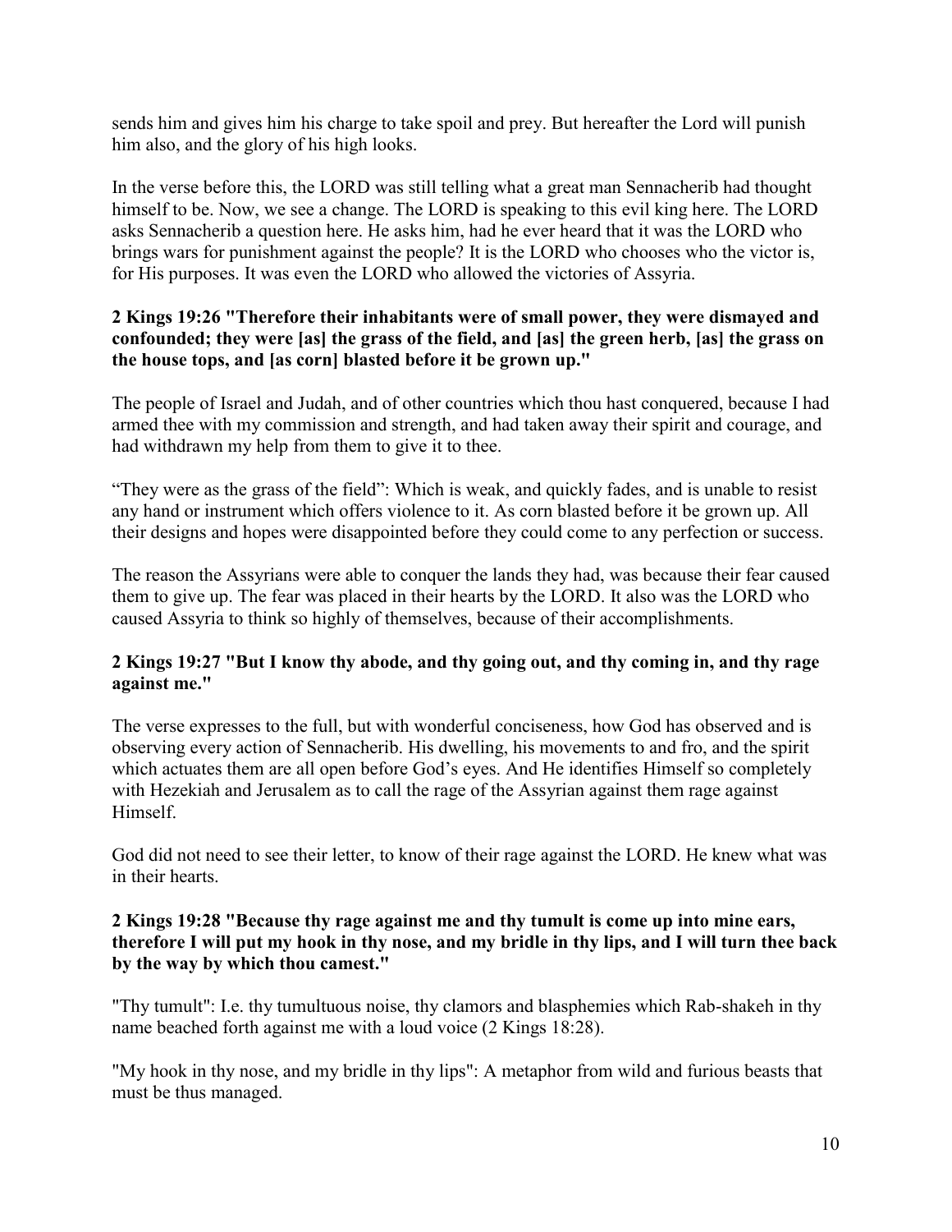sends him and gives him his charge to take spoil and prey. But hereafter the Lord will punish him also, and the glory of his high looks.

In the verse before this, the LORD was still telling what a great man Sennacherib had thought himself to be. Now, we see a change. The LORD is speaking to this evil king here. The LORD asks Sennacherib a question here. He asks him, had he ever heard that it was the LORD who brings wars for punishment against the people? It is the LORD who chooses who the victor is, for His purposes. It was even the LORD who allowed the victories of Assyria.

**2 Kings 19:26 "Therefore their inhabitants were of small power, they were dismayed and confounded; they were [as] the grass of the field, and [as] the green herb, [as] the grass on the house tops, and [as corn] blasted before it be grown up."**

The people of Israel and Judah, and of other countries which thou hast conquered, because I had armed thee with my commission and strength, and had taken away their spirit and courage, and had withdrawn my help from them to give it to thee.

"They were as the grass of the field": Which is weak, and quickly fades, and is unable to resist any hand or instrument which offers violence to it. As corn blasted before it be grown up. All their designs and hopes were disappointed before they could come to any perfection or success.

The reason the Assyrians were able to conquer the lands they had, was because their fear caused them to give up. The fear was placed in their hearts by the LORD. It also was the LORD who caused Assyria to think so highly of themselves, because of their accomplishments.

**2 Kings 19:27 "But I know thy abode, and thy going out, and thy coming in, and thy rage against me."**

The verse expresses to the full, but with wonderful conciseness, how God has observed and is observing every action of Sennacherib. His dwelling, his movements to and fro, and the spirit which actuates them are all open before God's eyes. And He identifies Himself so completely with Hezekiah and Jerusalem as to call the rage of the Assyrian against them rage against Himself.

God did not need to see their letter, to know of their rage against the LORD. He knew what was in their hearts.

**2 Kings 19:28 "Because thy rage against me and thy tumult is come up into mine ears, therefore I will put my hook in thy nose, and my bridle in thy lips, and I will turn thee back by the way by which thou camest."**

"Thy tumult": I.e. thy tumultuous noise, thy clamors and blasphemies which Rab-shakeh in thy name beached forth against me with a loud voice (2 Kings 18:28).

"My hook in thy nose, and my bridle in thy lips": A metaphor from wild and furious beasts that must be thus managed.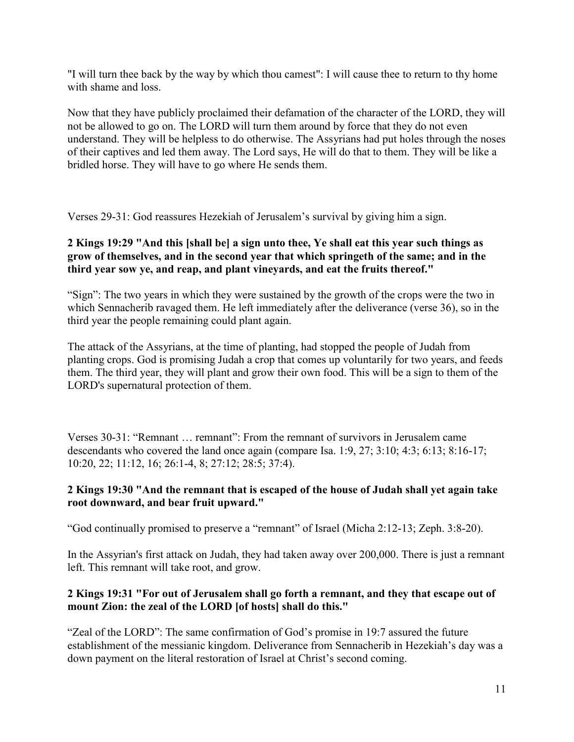"I will turn thee back by the way by which thou camest": I will cause thee to return to thy home with shame and loss.

Now that they have publicly proclaimed their defamation of the character of the LORD, they will not be allowed to go on. The LORD will turn them around by force that they do not even understand. They will be helpless to do otherwise. The Assyrians had put holes through the noses of their captives and led them away. The Lord says, He will do that to them. They will be like a bridled horse. They will have to go where He sends them.

Verses 29-31: God reassures Hezekiah of Jerusalem's survival by giving him a sign.

**2 Kings 19:29 "And this [shall be] a sign unto thee, Ye shall eat this year such things as grow of themselves, and in the second year that which springeth of the same; and in the third year sow ye, and reap, and plant vineyards, and eat the fruits thereof."**

"Sign": The two years in which they were sustained by the growth of the crops were the two in which Sennacherib ravaged them. He left immediately after the deliverance (verse 36), so in the third year the people remaining could plant again.

The attack of the Assyrians, at the time of planting, had stopped the people of Judah from planting crops. God is promising Judah a crop that comes up voluntarily for two years, and feeds them. The third year, they will plant and grow their own food. This will be a sign to them of the LORD's supernatural protection of them.

Verses 30-31: "Remnant … remnant": From the remnant of survivors in Jerusalem came descendants who covered the land once again (compare Isa. 1:9, 27; 3:10; 4:3; 6:13; 8:16-17; 10:20, 22; 11:12, 16; 26:1-4, 8; 27:12; 28:5; 37:4).

**2 Kings 19:30 "And the remnant that is escaped of the house of Judah shall yet again take root downward, and bear fruit upward."**

"God continually promised to preserve a "remnant" of Israel (Micha 2:12-13; Zeph. 3:8-20).

In the Assyrian's first attack on Judah, they had taken away over 200,000. There is just a remnant left. This remnant will take root, and grow.

**2 Kings 19:31 "For out of Jerusalem shall go forth a remnant, and they that escape out of mount Zion: the zeal of the LORD [of hosts] shall do this."**

"Zeal of the LORD": The same confirmation of God's promise in 19:7 assured the future establishment of the messianic kingdom. Deliverance from Sennacherib in Hezekiah's day was a down payment on the literal restoration of Israel at Christ's second coming.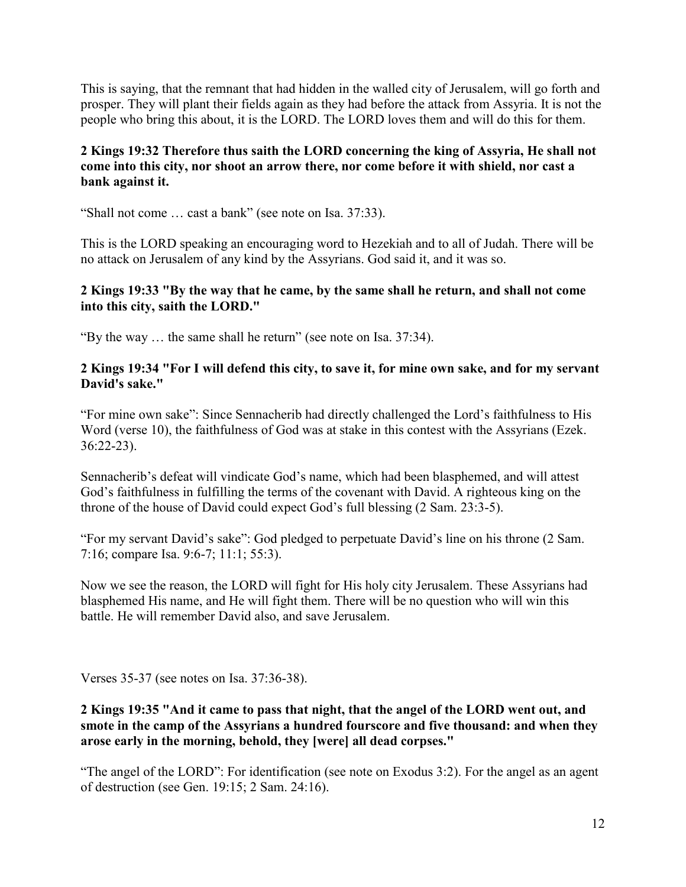This is saying, that the remnant that had hidden in the walled city of Jerusalem, will go forth and prosper. They will plant their fields again as they had before the attack from Assyria. It is not the people who bring this about, it is the LORD. The LORD loves them and will do this for them.

**2 Kings 19:32 Therefore thus saith the LORD concerning the king of Assyria, He shall not come into this city, nor shoot an arrow there, nor come before it with shield, nor cast a bank against it.**

"Shall not come … cast a bank" (see note on Isa. 37:33).

This is the LORD speaking an encouraging word to Hezekiah and to all of Judah. There will be no attack on Jerusalem of any kind by the Assyrians. God said it, and it was so.

**2 Kings 19:33 "By the way that he came, by the same shall he return, and shall not come into this city, saith the LORD."**

"By the way … the same shall he return" (see note on Isa. 37:34).

**2 Kings 19:34 "For I will defend this city, to save it, for mine own sake, and for my servant David's sake."**

"For mine own sake": Since Sennacherib had directly challenged the Lord's faithfulness to His Word (verse 10), the faithfulness of God was at stake in this contest with the Assyrians (Ezek. 36:22-23).

Sennacherib's defeat will vindicate God's name, which had been blasphemed, and will attest God's faithfulness in fulfilling the terms of the covenant with David. A righteous king on the throne of the house of David could expect God's full blessing (2 Sam. 23:3-5).

"For my servant David's sake": God pledged to perpetuate David's line on his throne (2 Sam. 7:16; compare Isa. 9:6-7; 11:1; 55:3).

Now we see the reason, the LORD will fight for His holy city Jerusalem. These Assyrians had blasphemed His name, and He will fight them. There will be no question who will win this battle. He will remember David also, and save Jerusalem.

Verses 35-37 (see notes on Isa. 37:36-38).

**2 Kings 19:35 "And it came to pass that night, that the angel of the LORD went out, and smote in the camp of the Assyrians a hundred fourscore and five thousand: and when they arose early in the morning, behold, they [were] all dead corpses."**

"The angel of the LORD": For identification (see note on Exodus 3:2). For the angel as an agent of destruction (see Gen. 19:15; 2 Sam. 24:16).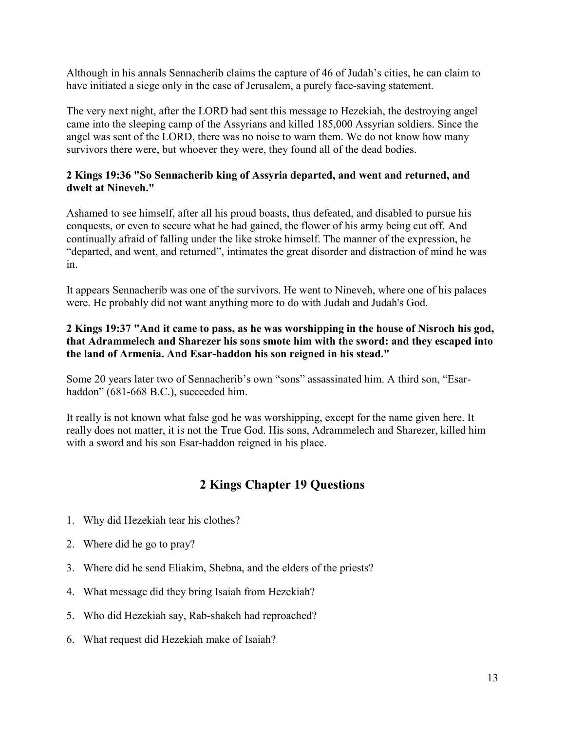Although in his annals Sennacherib claims the capture of 46 of Judah's cities, he can claim to have initiated a siege only in the case of Jerusalem, a purely face-saving statement.

The very next night, after the LORD had sent this message to Hezekiah, the destroying angel came into the sleeping camp of the Assyrians and killed 185,000 Assyrian soldiers. Since the angel was sent of the LORD, there was no noise to warn them. We do not know how many survivors there were, but whoever they were, they found all of the dead bodies.

**2 Kings 19:36 "So Sennacherib king of Assyria departed, and went and returned, and dwelt at Nineveh."**

Ashamed to see himself, after all his proud boasts, thus defeated, and disabled to pursue his conquests, or even to secure what he had gained, the flower of his army being cut off. And continually afraid of falling under the like stroke himself. The manner of the expression, he "departed, and went, and returned", intimates the great disorder and distraction of mind he was in.

It appears Sennacherib was one of the survivors. He went to Nineveh, where one of his palaces were. He probably did not want anything more to do with Judah and Judah's God.

**2 Kings 19:37 "And it came to pass, as he was worshipping in the house of Nisroch his god, that Adrammelech and Sharezer his sons smote him with the sword: and they escaped into the land of Armenia. And Esar-haddon his son reigned in his stead."**

Some 20 years later two of Sennacherib's own "sons" assassinated him. A third son, "Esar-haddon" (681-668 B.C.), succeeded him.

It really is not known what false god he was worshipping, except for the name given here. It really does not matter, it is not the True God. His sons, Adrammelech and Sharezer, killed him with a sword and his son Esar-haddon reigned in his place.

## 2 Kings Chapter 19 Questions

1. Why did Hezekiah tear his clothes?
2. Where did he go to pray?
3. Where did he send Eliakim, Shebna, and the elders of the priests?
4. What message did they bring Isaiah from Hezekiah?
5. Who did Hezekiah say, Rab-shakeh had reproached?
6. What request did Hezekiah make of Isaiah?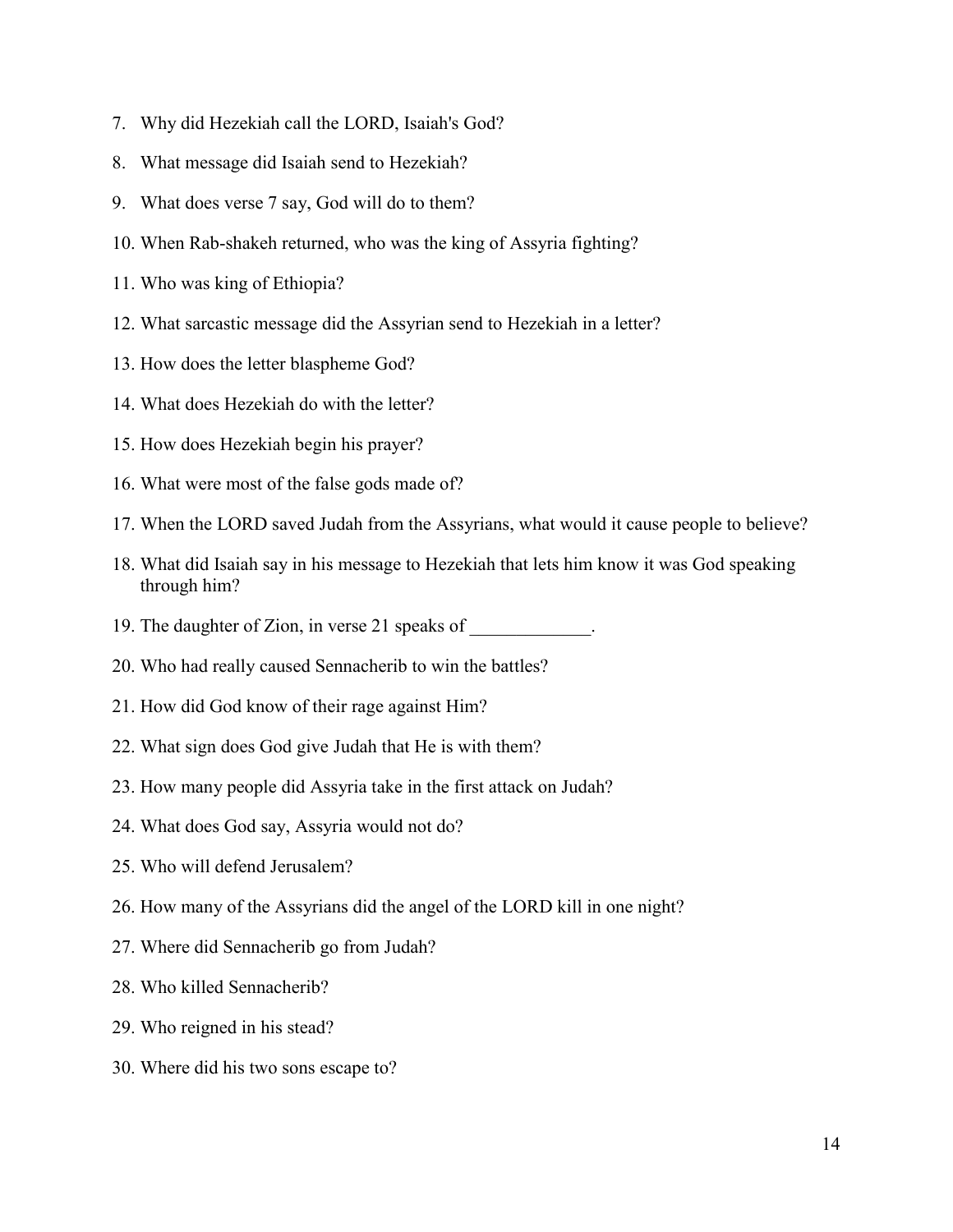7. Why did Hezekiah call the LORD, Isaiah's God?

8. What message did Isaiah send to Hezekiah?

9. What does verse 7 say, God will do to them?

10. When Rab-shakeh returned, who was the king of Assyria fighting?

11. Who was king of Ethiopia?

12. What sarcastic message did the Assyrian send to Hezekiah in a letter?

13. How does the letter blaspheme God?

14. What does Hezekiah do with the letter?

15. How does Hezekiah begin his prayer?

16. What were most of the false gods made of?

17. When the LORD saved Judah from the Assyrians, what would it cause people to believe?

18. What did Isaiah say in his message to Hezekiah that lets him know it was God speaking through him?

19. The daughter of Zion, in verse 21 speaks of _____________.

20. Who had really caused Sennacherib to win the battles?

21. How did God know of their rage against Him?

22. What sign does God give Judah that He is with them?

23. How many people did Assyria take in the first attack on Judah?

24. What does God say, Assyria would not do?

25. Who will defend Jerusalem?

26. How many of the Assyrians did the angel of the LORD kill in one night?

27. Where did Sennacherib go from Judah?

28. Who killed Sennacherib?

29. Who reigned in his stead?

30. Where did his two sons escape to?